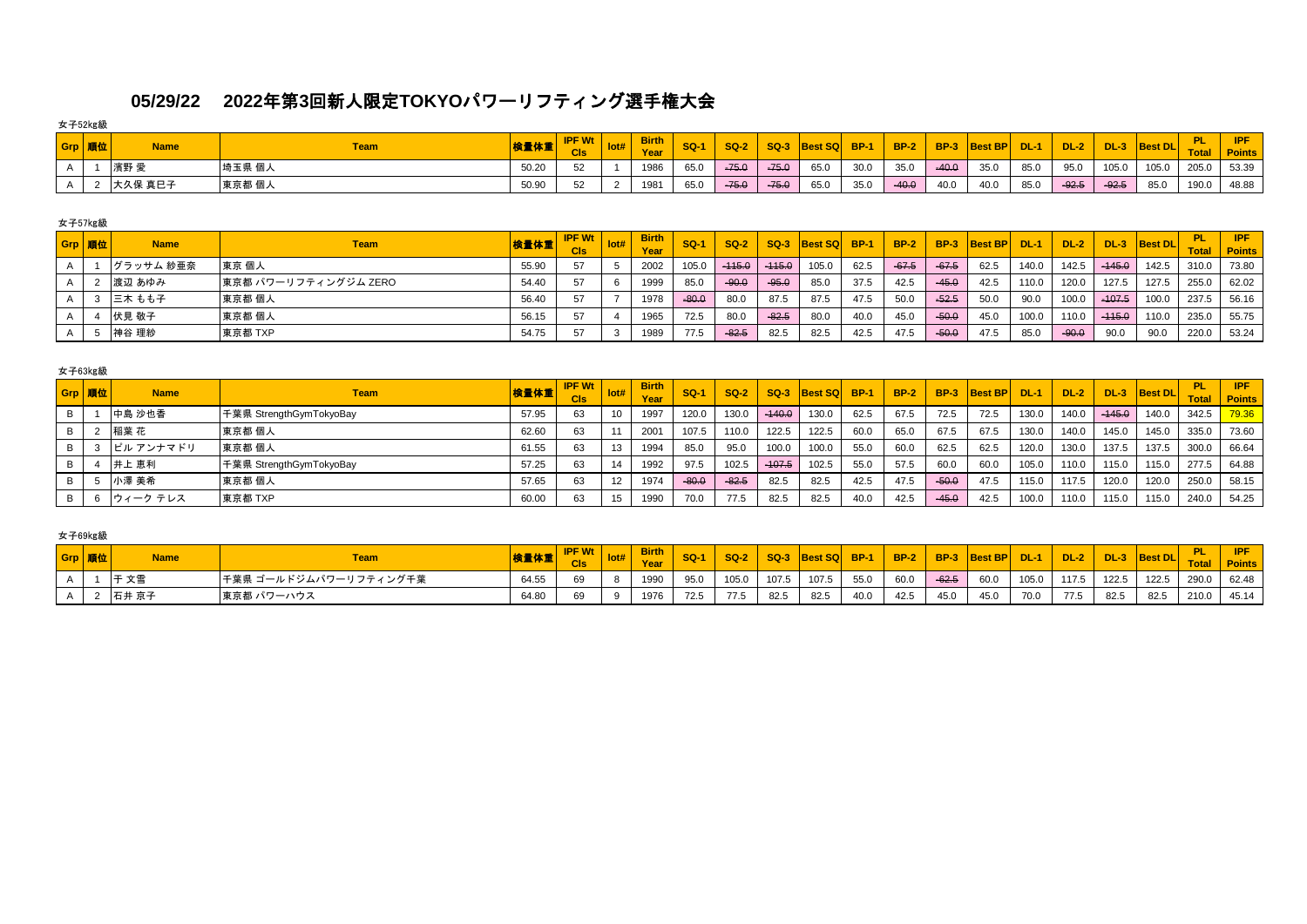# 05/29/22　2022年第3回新人限定TOKYOパワーリフティング選手権大会

女子52kg級

| Grp | 順位 | Name | Team | 検量体重 | IPF Wt Cls | lot# | Birth Year | SQ-1 | SQ-2 | SQ-3 | Best SQ | BP-1 | BP-2 | BP-3 | Best BP | DL-1 | DL-2 | DL-3 | Best DL | PL Total | IPF Points |
|---|---|---|---|---|---|---|---|---|---|---|---|---|---|---|---|---|---|---|---|---|---|
| A | 1 | 濱野 愛 | 埼玉県 個人 | 50.20 | 52 | 1 | 1986 | 65.0 | -75.0 | -75.0 | 65.0 | 30.0 | 35.0 | -40.0 | 35.0 | 85.0 | 95.0 | 105.0 | 105.0 | 205.0 | 53.39 |
| A | 2 | 大久保 真巳子 | 東京都 個人 | 50.90 | 52 | 2 | 1981 | 65.0 | -75.0 | -75.0 | 65.0 | 35.0 | -40.0 | 40.0 | 40.0 | 85.0 | -92.5 | -92.5 | 85.0 | 190.0 | 48.88 |

女子57kg級

| Grp | 順位 | Name | Team | 検量体重 | IPF Wt Cls | lot# | Birth Year | SQ-1 | SQ-2 | SQ-3 | Best SQ | BP-1 | BP-2 | BP-3 | Best BP | DL-1 | DL-2 | DL-3 | Best DL | PL Total | IPF Points |
|---|---|---|---|---|---|---|---|---|---|---|---|---|---|---|---|---|---|---|---|---|---|
| A | 1 | グラッサム 紗亜奈 | 東京 個人 | 55.90 | 57 | 5 | 2002 | 105.0 | -115.0 | -115.0 | 105.0 | 62.5 | -67.5 | -67.5 | 62.5 | 140.0 | 142.5 | -145.0 | 142.5 | 310.0 | 73.80 |
| A | 2 | 渡辺 あゆみ | 東京都 パワーリフティングジム ZERO | 54.40 | 57 | 6 | 1999 | 85.0 | -90.0 | -95.0 | 85.0 | 37.5 | 42.5 | -45.0 | 42.5 | 110.0 | 120.0 | 127.5 | 127.5 | 255.0 | 62.02 |
| A | 3 | 三木 ももア | 東京都 個人 | 56.40 | 57 | 7 | 1978 | -80.0 | 80.0 | 87.5 | 87.5 | 47.5 | 50.0 | -52.5 | 50.0 | 90.0 | 100.0 | -107.5 | 100.0 | 237.5 | 56.16 |
| A | 4 | 伏見 敬子 | 東京都 個人 | 56.15 | 57 | 4 | 1965 | 72.5 | 80.0 | -82.5 | 80.0 | 40.0 | 45.0 | -50.0 | 45.0 | 100.0 | 110.0 | -115.0 | 110.0 | 235.0 | 55.75 |
| A | 5 | 神谷 理紗 | 東京都 TXP | 54.75 | 57 | 3 | 1989 | 77.5 | -82.5 | 82.5 | 82.5 | 42.5 | 47.5 | -50.0 | 47.5 | 85.0 | -90.0 | 90.0 | 90.0 | 220.0 | 53.24 |

女子63kg級

| Grp | 順位 | Name | Team | 検量体重 | IPF Wt Cls | lot# | Birth Year | SQ-1 | SQ-2 | SQ-3 | Best SQ | BP-1 | BP-2 | BP-3 | Best BP | DL-1 | DL-2 | DL-3 | Best DL | PL Total | IPF Points |
|---|---|---|---|---|---|---|---|---|---|---|---|---|---|---|---|---|---|---|---|---|---|
| B | 1 | 中島 沙也香 | 千葉県 StrengthGymTokyoBay | 57.95 | 63 | 10 | 1997 | 120.0 | 130.0 | -140.0 | 130.0 | 62.5 | 67.5 | 72.5 | 72.5 | 130.0 | 140.0 | -145.0 | 140.0 | 342.5 | 79.36 |
| B | 2 | 稲葉 花 | 東京都 個人 | 62.60 | 63 | 11 | 2001 | 107.5 | 110.0 | 122.5 | 122.5 | 60.0 | 65.0 | 67.5 | 67.5 | 130.0 | 140.0 | 145.0 | 145.0 | 335.0 | 73.60 |
| B | 3 | ビル アンナマドリ | 東京都 個人 | 61.55 | 63 | 13 | 1994 | 85.0 | 95.0 | 100.0 | 100.0 | 55.0 | 60.0 | 62.5 | 62.5 | 120.0 | 130.0 | 137.5 | 137.5 | 300.0 | 66.64 |
| B | 4 | 井上 恵利 | 千葉県 StrengthGymTokyoBay | 57.25 | 63 | 14 | 1992 | 97.5 | 102.5 | -107.5 | 102.5 | 55.0 | 57.5 | 60.0 | 60.0 | 105.0 | 110.0 | 115.0 | 115.0 | 277.5 | 64.88 |
| B | 5 | 小澤 美希 | 東京都 個人 | 57.65 | 63 | 12 | 1974 | -80.0 | -82.5 | 82.5 | 82.5 | 42.5 | 47.5 | -50.0 | 47.5 | 115.0 | 117.5 | 120.0 | 120.0 | 250.0 | 58.15 |
| B | 6 | ウィーク テレス | 東京都 TXP | 60.00 | 63 | 15 | 1990 | 70.0 | 77.5 | 82.5 | 82.5 | 40.0 | 42.5 | -45.0 | 42.5 | 100.0 | 110.0 | 115.0 | 115.0 | 240.0 | 54.25 |

女子69kg級

| Grp | 順位 | Name | Team | 検量体重 | IPF Wt Cls | lot# | Birth Year | SQ-1 | SQ-2 | SQ-3 | Best SQ | BP-1 | BP-2 | BP-3 | Best BP | DL-1 | DL-2 | DL-3 | Best DL | PL Total | IPF Points |
|---|---|---|---|---|---|---|---|---|---|---|---|---|---|---|---|---|---|---|---|---|---|
| A | 1 | 于 文雪 | 千葉県 ゴールドジムパワーリフティング千葉 | 64.55 | 69 | 8 | 1990 | 95.0 | 105.0 | 107.5 | 107.5 | 55.0 | 60.0 | -62.5 | 60.0 | 105.0 | 117.5 | 122.5 | 122.5 | 290.0 | 62.48 |
| A | 2 | 石井 京子 | 東京都 パワーハウス | 64.80 | 69 | 9 | 1976 | 72.5 | 77.5 | 82.5 | 82.5 | 40.0 | 42.5 | 45.0 | 45.0 | 70.0 | 77.5 | 82.5 | 82.5 | 210.0 | 45.14 |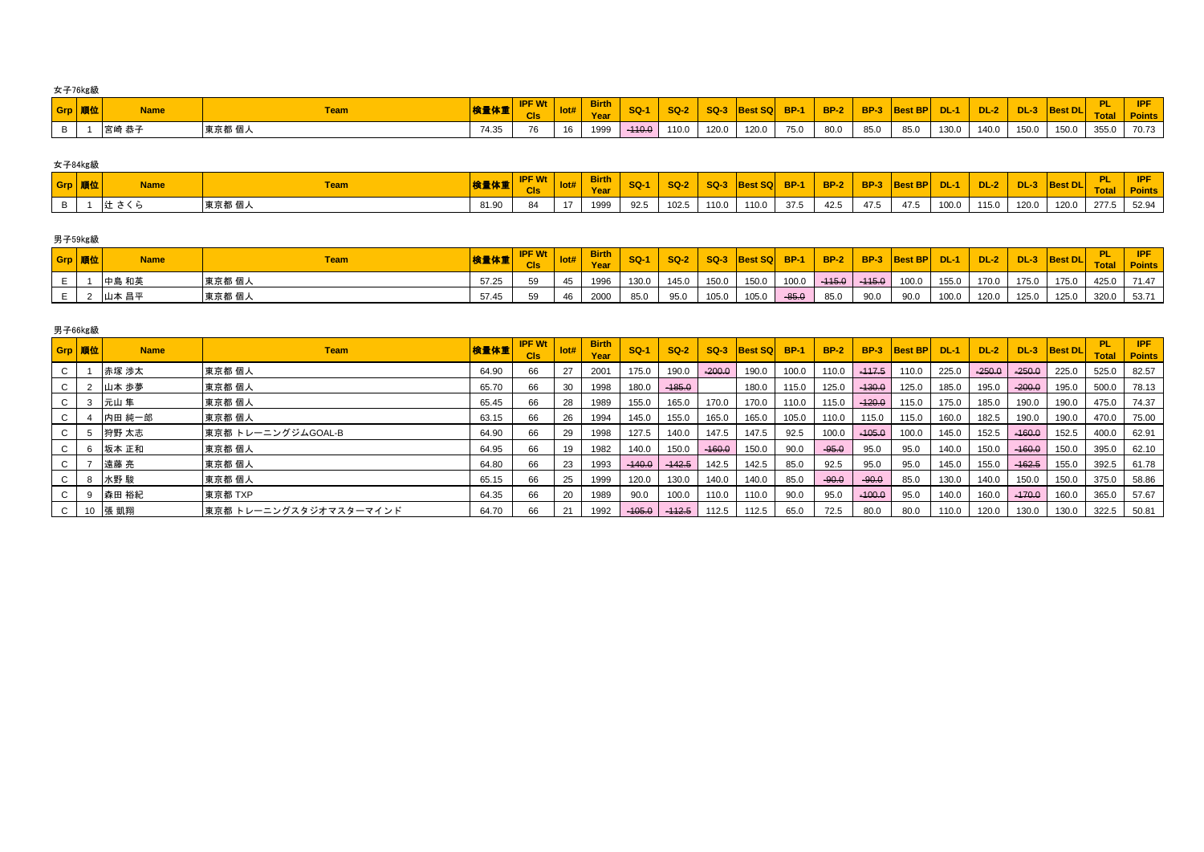女子76kg級

| Grp | 順位 | Name | Team | 検量体重 | IPF Wt Cls | lot# | Birth Year | SQ-1 | SQ-2 | SQ-3 | Best SQ | BP-1 | BP-2 | BP-3 | Best BP | DL-1 | DL-2 | DL-3 | Best DL | PL Total | IPF Points |
|---|---|---|---|---|---|---|---|---|---|---|---|---|---|---|---|---|---|---|---|---|---|
| B | 1 | 宮崎 恭子 | 東京都 個人 | 74.35 | 76 | 16 | 1999 | ~~-110.0~~ | 110.0 | 120.0 | 120.0 | 75.0 | 80.0 | 85.0 | 85.0 | 130.0 | 140.0 | 150.0 | 150.0 | 355.0 | 70.73 |

女子84kg級

| Grp | 順位 | Name | Team | 検量体重 | IPF Wt Cls | lot# | Birth Year | SQ-1 | SQ-2 | SQ-3 | Best SQ | BP-1 | BP-2 | BP-3 | Best BP | DL-1 | DL-2 | DL-3 | Best DL | PL Total | IPF Points |
|---|---|---|---|---|---|---|---|---|---|---|---|---|---|---|---|---|---|---|---|---|---|
| B | 1 | 辻 さくら | 東京都 個人 | 81.90 | 84 | 17 | 1999 | 92.5 | 102.5 | 110.0 | 110.0 | 37.5 | 42.5 | 47.5 | 47.5 | 100.0 | 115.0 | 120.0 | 120.0 | 277.5 | 52.94 |

男子59kg級

| Grp | 順位 | Name | Team | 検量体重 | IPF Wt Cls | lot# | Birth Year | SQ-1 | SQ-2 | SQ-3 | Best SQ | BP-1 | BP-2 | BP-3 | Best BP | DL-1 | DL-2 | DL-3 | Best DL | PL Total | IPF Points |
|---|---|---|---|---|---|---|---|---|---|---|---|---|---|---|---|---|---|---|---|---|---|
| E | 1 | 中島 和英 | 東京都 個人 | 57.25 | 59 | 45 | 1996 | 130.0 | 145.0 | 150.0 | 150.0 | 100.0 | ~~-115.0~~ | ~~-115.0~~ | 100.0 | 155.0 | 170.0 | 175.0 | 175.0 | 425.0 | 71.47 |
| E | 2 | 山本 昌平 | 東京都 個人 | 57.45 | 59 | 46 | 2000 | 85.0 | 95.0 | 105.0 | 105.0 | ~~-85.0~~ | 85.0 | 90.0 | 90.0 | 100.0 | 120.0 | 125.0 | 125.0 | 320.0 | 53.71 |

男子66kg級

| Grp | 順位 | Name | Team | 検量体重 | IPF Wt Cls | lot# | Birth Year | SQ-1 | SQ-2 | SQ-3 | Best SQ | BP-1 | BP-2 | BP-3 | Best BP | DL-1 | DL-2 | DL-3 | Best DL | PL Total | IPF Points |
|---|---|---|---|---|---|---|---|---|---|---|---|---|---|---|---|---|---|---|---|---|---|
| C | 1 | 赤塚 渉太 | 東京都 個人 | 64.90 | 66 | 27 | 2001 | 175.0 | 190.0 | ~~-200.0~~ | 190.0 | 100.0 | 110.0 | ~~-117.5~~ | 110.0 | 225.0 | ~~-250.0~~ | ~~-250.0~~ | 225.0 | 525.0 | 82.57 |
| C | 2 | 山本 歩夢 | 東京都 個人 | 65.70 | 66 | 30 | 1998 | 180.0 | ~~-185.0~~ | | 180.0 | 115.0 | 125.0 | ~~-130.0~~ | 125.0 | 185.0 | 195.0 | ~~-200.0~~ | 195.0 | 500.0 | 78.13 |
| C | 3 | 元山 隼 | 東京都 個人 | 65.45 | 66 | 28 | 1989 | 155.0 | 165.0 | 170.0 | 170.0 | 110.0 | 115.0 | ~~-120.0~~ | 115.0 | 175.0 | 185.0 | 190.0 | 190.0 | 475.0 | 74.37 |
| C | 4 | 内田 純一郎 | 東京都 個人 | 63.15 | 66 | 26 | 1994 | 145.0 | 155.0 | 165.0 | 165.0 | 105.0 | 110.0 | 115.0 | 115.0 | 160.0 | 182.5 | 190.0 | 190.0 | 470.0 | 75.00 |
| C | 5 | 狩野 太志 | 東京都 トレーニングジムGOAL-B | 64.90 | 66 | 29 | 1998 | 127.5 | 140.0 | 147.5 | 147.5 | 92.5 | 100.0 | ~~-105.0~~ | 100.0 | 145.0 | 152.5 | ~~-160.0~~ | 152.5 | 400.0 | 62.91 |
| C | 6 | 坂本 正和 | 東京都 個人 | 64.95 | 66 | 19 | 1982 | 140.0 | 150.0 | ~~-160.0~~ | 150.0 | 90.0 | ~~-95.0~~ | 95.0 | 95.0 | 140.0 | 150.0 | ~~-160.0~~ | 150.0 | 395.0 | 62.10 |
| C | 7 | 遠藤 亮 | 東京都 個人 | 64.80 | 66 | 23 | 1993 | ~~-140.0~~ | ~~-142.5~~ | 142.5 | 142.5 | 85.0 | 92.5 | 95.0 | 95.0 | 145.0 | 155.0 | ~~-162.5~~ | 155.0 | 392.5 | 61.78 |
| C | 8 | 水野 駿 | 東京都 個人 | 65.15 | 66 | 25 | 1999 | 120.0 | 130.0 | 140.0 | 140.0 | 85.0 | ~~-90.0~~ | ~~-90.0~~ | 85.0 | 130.0 | 140.0 | 150.0 | 150.0 | 375.0 | 58.86 |
| C | 9 | 森田 裕紀 | 東京都 TXP | 64.35 | 66 | 20 | 1989 | 90.0 | 100.0 | 110.0 | 110.0 | 90.0 | 95.0 | ~~-100.0~~ | 95.0 | 140.0 | 160.0 | ~~-170.0~~ | 160.0 | 365.0 | 57.67 |
| C | 10 | 張 凱翔 | 東京都 トレーニングスタジオマスターマインド | 64.70 | 66 | 21 | 1992 | ~~-105.0~~ | ~~-112.5~~ | 112.5 | 112.5 | 65.0 | 72.5 | 80.0 | 80.0 | 110.0 | 120.0 | 130.0 | 130.0 | 322.5 | 50.81 |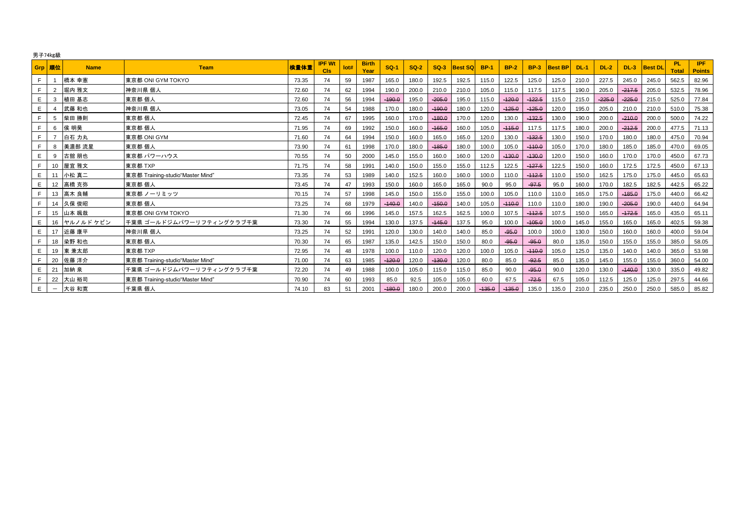男子74kg級

| Grp | 順位 | Name | Team | 検量体重 | IPF Wt Cls | lot# | Birth Year | SQ-1 | SQ-2 | SQ-3 | Best SQ | BP-1 | BP-2 | BP-3 | Best BP | DL-1 | DL-2 | DL-3 | Best DL | PL Total | IPF Points |
|---|---|---|---|---|---|---|---|---|---|---|---|---|---|---|---|---|---|---|---|---|---|
| F | 1 | 橋本 幸憲 | 東京都 ONI GYM TOKYO | 73.35 | 74 | 59 | 1987 | 165.0 | 180.0 | 192.5 | 192.5 | 115.0 | 122.5 | 125.0 | 125.0 | 210.0 | 227.5 | 245.0 | 245.0 | 562.5 | 82.96 |
| F | 2 | 堀内 雅文 | 神奈川県 個人 | 72.60 | 74 | 62 | 1994 | 190.0 | 200.0 | 210.0 | 210.0 | 105.0 | 115.0 | 117.5 | 117.5 | 190.0 | 205.0 | ~~217.5~~ | 205.0 | 532.5 | 78.96 |
| E | 3 | 植田 基志 | 東京都 個人 | 72.60 | 74 | 56 | 1994 | ~~190.0~~ | 195.0 | ~~205.0~~ | 195.0 | 115.0 | ~~120.0~~ | ~~122.5~~ | 115.0 | 215.0 | ~~225.0~~ | ~~225.0~~ | 215.0 | 525.0 | 77.84 |
| E | 4 | 武藤 和也 | 神奈川県 個人 | 73.05 | 74 | 54 | 1988 | 170.0 | 180.0 | ~~190.0~~ | 180.0 | 120.0 | ~~125.0~~ | ~~125.0~~ | 120.0 | 195.0 | 205.0 | 210.0 | 210.0 | 510.0 | 75.38 |
| F | 5 | 柴田 勝則 | 東京都 個人 | 72.45 | 74 | 67 | 1995 | 160.0 | 170.0 | ~~180.0~~ | 170.0 | 120.0 | 130.0 | ~~132.5~~ | 130.0 | 190.0 | 200.0 | ~~210.0~~ | 200.0 | 500.0 | 74.22 |
| F | 6 | 侯 明昊 | 東京都 個人 | 71.95 | 74 | 69 | 1992 | 150.0 | 160.0 | ~~165.0~~ | 160.0 | 105.0 | ~~115.0~~ | 117.5 | 117.5 | 180.0 | 200.0 | ~~212.5~~ | 200.0 | 477.5 | 71.13 |
| F | 7 | 白石 力丸 | 東京都 ONI GYM | 71.60 | 74 | 64 | 1994 | 150.0 | 160.0 | 165.0 | 165.0 | 120.0 | 130.0 | ~~132.5~~ | 130.0 | 150.0 | 170.0 | 180.0 | 180.0 | 475.0 | 70.94 |
| F | 8 | 美濃部 流星 | 東京都 個人 | 73.90 | 74 | 61 | 1998 | 170.0 | 180.0 | ~~185.0~~ | 180.0 | 100.0 | 105.0 | ~~110.0~~ | 105.0 | 170.0 | 180.0 | 185.0 | 185.0 | 470.0 | 69.05 |
| E | 9 | 古舘 朋也 | 東京都 パワーハウス | 70.55 | 74 | 50 | 2000 | 145.0 | 155.0 | 160.0 | 160.0 | 120.0 | ~~130.0~~ | ~~130.0~~ | 120.0 | 150.0 | 160.0 | 170.0 | 170.0 | 450.0 | 67.73 |
| F | 10 | 屋宜 雅文 | 東京都 TXP | 71.75 | 74 | 58 | 1991 | 140.0 | 150.0 | 155.0 | 155.0 | 112.5 | 122.5 | ~~127.5~~ | 122.5 | 150.0 | 160.0 | 172.5 | 172.5 | 450.0 | 67.13 |
| E | 11 | 小松 真二 | 東京都 Training-studio"Master Mind" | 73.35 | 74 | 53 | 1989 | 140.0 | 152.5 | 160.0 | 160.0 | 100.0 | 110.0 | ~~112.5~~ | 110.0 | 150.0 | 162.5 | 175.0 | 175.0 | 445.0 | 65.63 |
| E | 12 | 高橋 克弥 | 東京都 個人 | 73.45 | 74 | 47 | 1993 | 150.0 | 160.0 | 165.0 | 165.0 | 90.0 | 95.0 | ~~97.5~~ | 95.0 | 160.0 | 170.0 | 182.5 | 182.5 | 442.5 | 65.22 |
| F | 13 | 高木 良輔 | 東京都 ノーリミッツ | 70.15 | 74 | 57 | 1998 | 145.0 | 150.0 | 155.0 | 155.0 | 100.0 | 105.0 | 110.0 | 110.0 | 165.0 | 175.0 | ~~185.0~~ | 175.0 | 440.0 | 66.42 |
| F | 14 | 久保 俊昭 | 東京都 個人 | 73.25 | 74 | 68 | 1979 | ~~140.0~~ | 140.0 | ~~150.0~~ | 140.0 | 105.0 | ~~110.0~~ | 110.0 | 110.0 | 180.0 | 190.0 | ~~205.0~~ | 190.0 | 440.0 | 64.94 |
| F | 15 | 山本 颯哉 | 東京都 ONI GYM TOKYO | 71.30 | 74 | 66 | 1996 | 145.0 | 157.5 | 162.5 | 162.5 | 100.0 | 107.5 | ~~112.5~~ | 107.5 | 150.0 | 165.0 | ~~172.5~~ | 165.0 | 435.0 | 65.11 |
| E | 16 | ヤルノルド ケビン | 千葉県 ゴールドジムパワーリフティングクラブ千葉 | 73.30 | 74 | 55 | 1994 | 130.0 | 137.5 | ~~145.0~~ | 137.5 | 95.0 | 100.0 | ~~105.0~~ | 100.0 | 145.0 | 155.0 | 165.0 | 165.0 | 402.5 | 59.38 |
| E | 17 | 近藤 康平 | 神奈川県 個人 | 73.25 | 74 | 52 | 1991 | 120.0 | 130.0 | 140.0 | 140.0 | 85.0 | ~~95.0~~ | 100.0 | 100.0 | 130.0 | 150.0 | 160.0 | 160.0 | 400.0 | 59.04 |
| F | 18 | 染野 利也 | 東京都 個人 | 70.30 | 74 | 65 | 1987 | 135.0 | 142.5 | 150.0 | 150.0 | 80.0 | ~~95.0~~ | ~~95.0~~ | 80.0 | 135.0 | 150.0 | 155.0 | 155.0 | 385.0 | 58.05 |
| E | 19 | 東 兼太郎 | 東京都 TXP | 72.95 | 74 | 48 | 1978 | 100.0 | 110.0 | 120.0 | 120.0 | 100.0 | 105.0 | ~~110.0~~ | 105.0 | 125.0 | 135.0 | 140.0 | 140.0 | 365.0 | 53.98 |
| F | 20 | 佐藤 洋介 | 東京都 Training-studio"Master Mind" | 71.00 | 74 | 63 | 1985 | ~~120.0~~ | 120.0 | ~~130.0~~ | 120.0 | 80.0 | 85.0 | ~~92.5~~ | 85.0 | 135.0 | 145.0 | 155.0 | 155.0 | 360.0 | 54.00 |
| E | 21 | 加納 泉 | 千葉県 ゴールドジムパワーリフティングクラブ千葉 | 72.20 | 74 | 49 | 1988 | 100.0 | 105.0 | 115.0 | 115.0 | 85.0 | 90.0 | ~~95.0~~ | 90.0 | 120.0 | 130.0 | ~~140.0~~ | 130.0 | 335.0 | 49.82 |
| F | 22 | 大山 裕司 | 東京都 Training-studio"Master Mind" | 70.90 | 74 | 60 | 1993 | 85.0 | 92.5 | 105.0 | 105.0 | 60.0 | 67.5 | ~~72.5~~ | 67.5 | 105.0 | 112.5 | 125.0 | 125.0 | 297.5 | 44.66 |
| E | – | 大谷 和寛 | 千葉県 個人 | 74.10 | 83 | 51 | 2001 | ~~180.0~~ | 180.0 | 200.0 | 200.0 | ~~135.0~~ | ~~135.0~~ | 135.0 | 135.0 | 210.0 | 235.0 | 250.0 | 250.0 | 585.0 | 85.82 |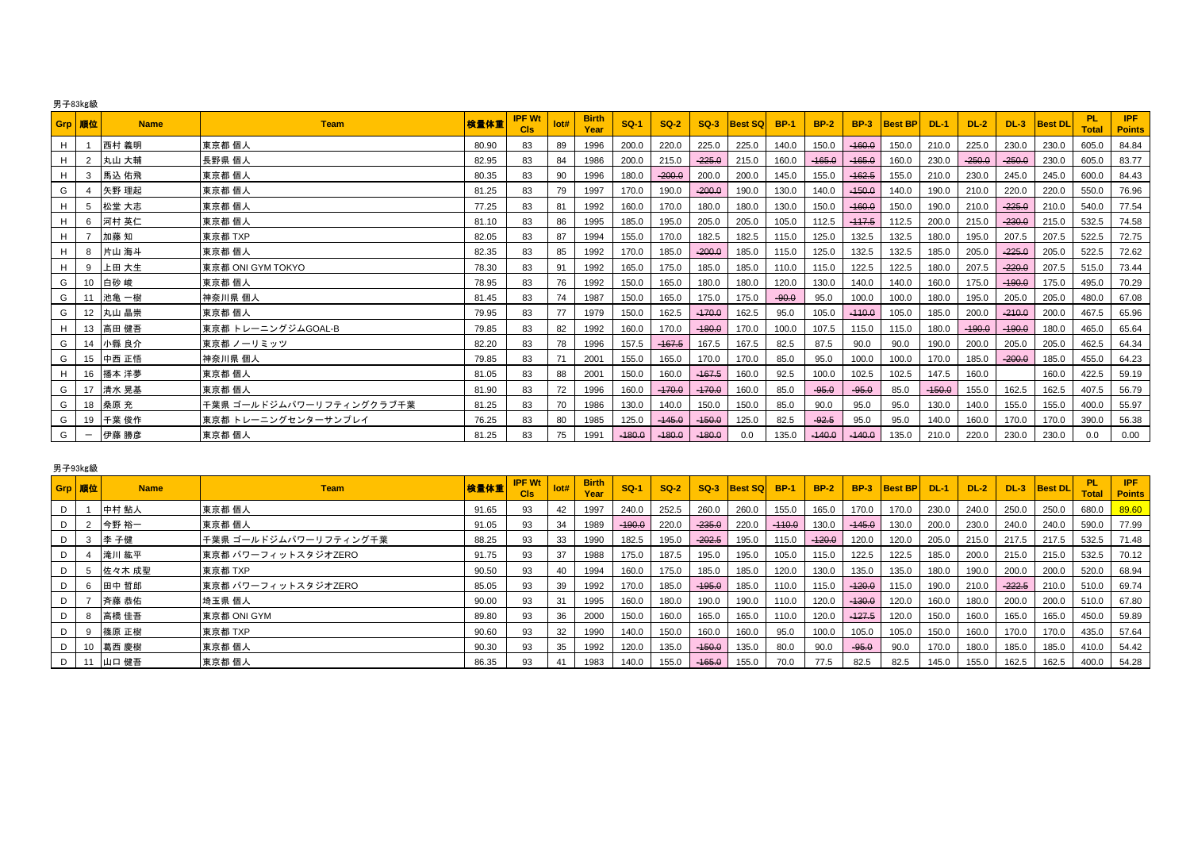男子83kg級

| Grp | 順位 | Name | Team | 検量体重 | IPF Wt Cls | lot# | Birth Year | SQ-1 | SQ-2 | SQ-3 | Best SQ | BP-1 | BP-2 | BP-3 | Best BP | DL-1 | DL-2 | DL-3 | Best DL | PL Total | IPF Points |
|---|---|---|---|---|---|---|---|---|---|---|---|---|---|---|---|---|---|---|---|---|---|
| H | 1 | 西村 義明 | 東京都 個人 | 80.90 | 83 | 89 | 1996 | 200.0 | 220.0 | 225.0 | 225.0 | 140.0 | 150.0 | ~~-160.0~~ | 150.0 | 210.0 | 225.0 | 230.0 | 230.0 | 605.0 | 84.84 |
| H | 2 | 丸山 大輔 | 長野県 個人 | 82.95 | 83 | 84 | 1986 | 200.0 | 215.0 | ~~-225.0~~ | 215.0 | 160.0 | ~~-165.0~~ | ~~-165.0~~ | 160.0 | 230.0 | ~~-250.0~~ | ~~-250.0~~ | 230.0 | 605.0 | 83.77 |
| H | 3 | 馬込 佑飛 | 東京都 個人 | 80.35 | 83 | 90 | 1996 | 180.0 | ~~-200.0~~ | 200.0 | 200.0 | 145.0 | 155.0 | ~~-162.5~~ | 155.0 | 210.0 | 230.0 | 245.0 | 245.0 | 600.0 | 84.43 |
| G | 4 | 矢野 理起 | 東京都 個人 | 81.25 | 83 | 79 | 1997 | 170.0 | 190.0 | ~~-200.0~~ | 190.0 | 130.0 | 140.0 | ~~-150.0~~ | 140.0 | 190.0 | 210.0 | 220.0 | 220.0 | 550.0 | 76.96 |
| H | 5 | 松堂 大志 | 東京都 個人 | 77.25 | 83 | 81 | 1992 | 160.0 | 170.0 | 180.0 | 180.0 | 130.0 | 150.0 | ~~-160.0~~ | 150.0 | 190.0 | 210.0 | ~~-225.0~~ | 210.0 | 540.0 | 77.54 |
| H | 6 | 河村 英仁 | 東京都 個人 | 81.10 | 83 | 86 | 1995 | 185.0 | 195.0 | 205.0 | 205.0 | 105.0 | 112.5 | ~~-117.5~~ | 112.5 | 200.0 | 215.0 | ~~-230.0~~ | 215.0 | 532.5 | 74.58 |
| H | 7 | 加藤 知 | 東京都 TXP | 82.05 | 83 | 87 | 1994 | 155.0 | 170.0 | 182.5 | 182.5 | 115.0 | 125.0 | 132.5 | 132.5 | 180.0 | 195.0 | 207.5 | 207.5 | 522.5 | 72.75 |
| H | 8 | 片山 海斗 | 東京都 個人 | 82.35 | 83 | 85 | 1992 | 170.0 | 185.0 | ~~-200.0~~ | 185.0 | 115.0 | 125.0 | 132.5 | 132.5 | 185.0 | 205.0 | ~~-225.0~~ | 205.0 | 522.5 | 72.62 |
| H | 9 | 上田 大生 | 東京都 ONI GYM TOKYO | 78.30 | 83 | 91 | 1992 | 165.0 | 175.0 | 185.0 | 185.0 | 110.0 | 115.0 | 122.5 | 122.5 | 180.0 | 207.5 | ~~-220.0~~ | 207.5 | 515.0 | 73.44 |
| G | 10 | 白砂 峻 | 東京都 個人 | 78.95 | 83 | 76 | 1992 | 150.0 | 165.0 | 180.0 | 180.0 | 120.0 | 130.0 | 140.0 | 140.0 | 160.0 | 175.0 | ~~-190.0~~ | 175.0 | 495.0 | 70.29 |
| G | 11 | 池亀 一樹 | 神奈川県 個人 | 81.45 | 83 | 74 | 1987 | 150.0 | 165.0 | 175.0 | 175.0 | ~~-90.0~~ | 95.0 | 100.0 | 100.0 | 180.0 | 195.0 | 205.0 | 205.0 | 480.0 | 67.08 |
| G | 12 | 丸山 晶崇 | 東京都 個人 | 79.95 | 83 | 77 | 1979 | 150.0 | 162.5 | ~~-170.0~~ | 162.5 | 95.0 | 105.0 | ~~-110.0~~ | 105.0 | 185.0 | 200.0 | ~~-210.0~~ | 200.0 | 467.5 | 65.96 |
| H | 13 | 高田 健吾 | 東京都 トレーニングジムGOAL-B | 79.85 | 83 | 82 | 1992 | 160.0 | 170.0 | ~~-180.0~~ | 170.0 | 100.0 | 107.5 | 115.0 | 115.0 | 180.0 | ~~-190.0~~ | ~~-190.0~~ | 180.0 | 465.0 | 65.64 |
| G | 14 | 小縣 良介 | 東京都 ノーリミッツ | 82.20 | 83 | 78 | 1996 | 157.5 | ~~-167.5~~ | 167.5 | 167.5 | 82.5 | 87.5 | 90.0 | 90.0 | 190.0 | 200.0 | 205.0 | 205.0 | 462.5 | 64.34 |
| G | 15 | 中西 正悟 | 神奈川県 個人 | 79.85 | 83 | 71 | 2001 | 155.0 | 165.0 | 170.0 | 170.0 | 85.0 | 95.0 | 100.0 | 100.0 | 170.0 | 185.0 | ~~-200.0~~ | 185.0 | 455.0 | 64.23 |
| H | 16 | 播本 洋夢 | 東京都 個人 | 81.05 | 83 | 88 | 2001 | 150.0 | 160.0 | ~~-167.5~~ | 160.0 | 92.5 | 100.0 | 102.5 | 102.5 | 147.5 | 160.0 | | 160.0 | 422.5 | 59.19 |
| G | 17 | 清水 晃基 | 東京都 個人 | 81.90 | 83 | 72 | 1996 | 160.0 | ~~-170.0~~ | ~~-170.0~~ | 160.0 | 85.0 | ~~-95.0~~ | ~~-95.0~~ | 85.0 | ~~-150.0~~ | 155.0 | 162.5 | 162.5 | 407.5 | 56.79 |
| G | 18 | 桑原 充 | 千葉県 ゴールドジムパワーリフティングクラブ千葉 | 81.25 | 83 | 70 | 1986 | 130.0 | 140.0 | 150.0 | 150.0 | 85.0 | 90.0 | 95.0 | 95.0 | 130.0 | 140.0 | 155.0 | 155.0 | 400.0 | 55.97 |
| G | 19 | 千葉 俊作 | 東京都 トレーニングセンターサンプレイ | 76.25 | 83 | 80 | 1985 | 125.0 | ~~-145.0~~ | ~~-150.0~~ | 125.0 | 82.5 | ~~-92.5~~ | 95.0 | 95.0 | 140.0 | 160.0 | 170.0 | 170.0 | 390.0 | 56.38 |
| G | — | 伊藤 勝彦 | 東京都 個人 | 81.25 | 83 | 75 | 1991 | ~~-180.0~~ | ~~-180.0~~ | ~~-180.0~~ | 0.0 | 135.0 | ~~-140.0~~ | ~~-140.0~~ | 135.0 | 210.0 | 220.0 | 230.0 | 230.0 | 0.0 | 0.00 |

男子93kg級

| Grp | 順位 | Name | Team | 検量体重 | IPF Wt Cls | lot# | Birth Year | SQ-1 | SQ-2 | SQ-3 | Best SQ | BP-1 | BP-2 | BP-3 | Best BP | DL-1 | DL-2 | DL-3 | Best DL | PL Total | IPF Points |
|---|---|---|---|---|---|---|---|---|---|---|---|---|---|---|---|---|---|---|---|---|---|
| D | 1 | 中村 鮎人 | 東京都 個人 | 91.65 | 93 | 42 | 1997 | 240.0 | 252.5 | 260.0 | 260.0 | 155.0 | 165.0 | 170.0 | 170.0 | 230.0 | 240.0 | 250.0 | 250.0 | 680.0 | 89.60 |
| D | 2 | 今野 裕一 | 東京都 個人 | 91.05 | 93 | 34 | 1989 | ~~-190.0~~ | 220.0 | ~~-235.0~~ | 220.0 | ~~-110.0~~ | 130.0 | ~~-145.0~~ | 130.0 | 200.0 | 230.0 | 240.0 | 240.0 | 590.0 | 77.99 |
| D | 3 | 李 子健 | 千葉県 ゴールドジムパワーリフティング千葉 | 88.25 | 93 | 33 | 1990 | 182.5 | 195.0 | ~~-202.5~~ | 195.0 | 115.0 | ~~-120.0~~ | 120.0 | 120.0 | 205.0 | 215.0 | 217.5 | 217.5 | 532.5 | 71.48 |
| D | 4 | 滝川 紘平 | 東京都 パワーフィットスタジオZERO | 91.75 | 93 | 37 | 1988 | 175.0 | 187.5 | 195.0 | 195.0 | 105.0 | 115.0 | 122.5 | 122.5 | 185.0 | 200.0 | 215.0 | 215.0 | 532.5 | 70.12 |
| D | 5 | 佐々木 成聖 | 東京都 TXP | 90.50 | 93 | 40 | 1994 | 160.0 | 175.0 | 185.0 | 185.0 | 120.0 | 130.0 | 135.0 | 135.0 | 180.0 | 190.0 | 200.0 | 200.0 | 520.0 | 68.94 |
| D | 6 | 田中 哲郎 | 東京都 パワーフィットスタジオZERO | 85.05 | 93 | 39 | 1992 | 170.0 | 185.0 | ~~-195.0~~ | 185.0 | 110.0 | 115.0 | ~~-120.0~~ | 115.0 | 190.0 | 210.0 | ~~-222.5~~ | 210.0 | 510.0 | 69.74 |
| D | 7 | 斉藤 恭佑 | 埼玉県 個人 | 90.00 | 93 | 31 | 1995 | 160.0 | 180.0 | 190.0 | 190.0 | 110.0 | 120.0 | ~~-130.0~~ | 120.0 | 160.0 | 180.0 | 200.0 | 200.0 | 510.0 | 67.80 |
| D | 8 | 高橋 佳吾 | 東京都 ONI GYM | 89.80 | 93 | 36 | 2000 | 150.0 | 160.0 | 165.0 | 165.0 | 110.0 | 120.0 | ~~-127.5~~ | 120.0 | 150.0 | 160.0 | 165.0 | 165.0 | 450.0 | 59.89 |
| D | 9 | 篠原 正樹 | 東京都 TXP | 90.60 | 93 | 32 | 1990 | 140.0 | 150.0 | 160.0 | 160.0 | 95.0 | 100.0 | 105.0 | 105.0 | 150.0 | 160.0 | 170.0 | 170.0 | 435.0 | 57.64 |
| D | 10 | 葛西 慶樹 | 東京都 個人 | 90.30 | 93 | 35 | 1992 | 120.0 | 135.0 | ~~-150.0~~ | 135.0 | 80.0 | 90.0 | ~~-95.0~~ | 90.0 | 170.0 | 180.0 | 185.0 | 185.0 | 410.0 | 54.42 |
| D | 11 | 山口 健吾 | 東京都 個人 | 86.35 | 93 | 41 | 1983 | 140.0 | 155.0 | ~~-165.0~~ | 155.0 | 70.0 | 77.5 | 82.5 | 82.5 | 145.0 | 155.0 | 162.5 | 162.5 | 400.0 | 54.28 |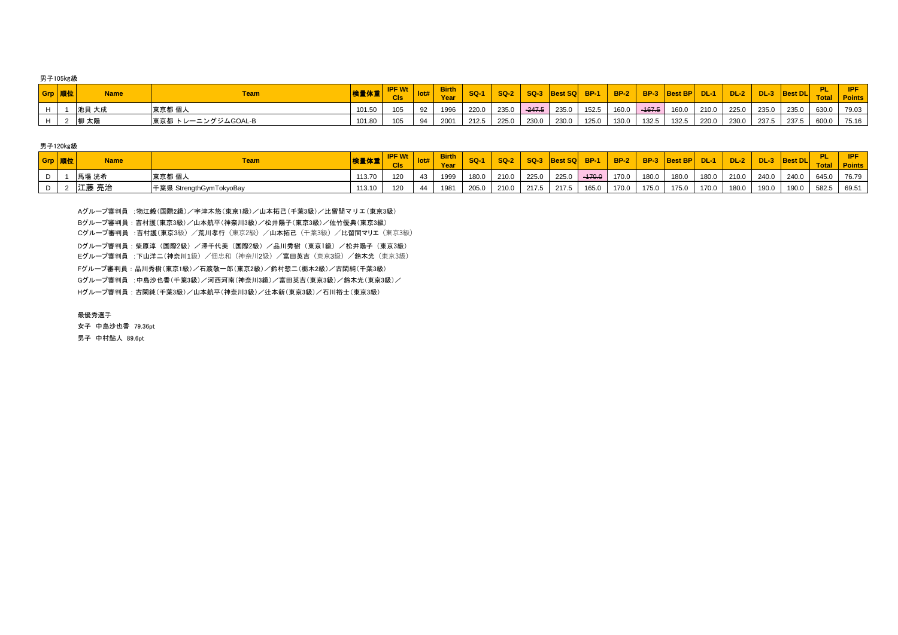男子105kg級

| Grp | 順位 | Name | Team | 検量体重 | IPF Wt Cls | lot# | Birth Year | SQ-1 | SQ-2 | SQ-3 | Best SQ | BP-1 | BP-2 | BP-3 | Best BP | DL-1 | DL-2 | DL-3 | Best DL | PL Total | IPF Points |
|---|---|---|---|---|---|---|---|---|---|---|---|---|---|---|---|---|---|---|---|---|---|
| H | 1 | 池貝 大成 | 東京都 個人 | 101.50 | 105 | 92 | 1996 | 220.0 | 235.0 | ~~247.5~~ | 235.0 | 152.5 | 160.0 | ~~167.5~~ | 160.0 | 210.0 | 225.0 | 235.0 | 235.0 | 630.0 | 79.03 |
| H | 2 | 柳 太陽 | 東京都 トレーニングジムGOAL-B | 101.80 | 105 | 94 | 2001 | 212.5 | 225.0 | 230.0 | 230.0 | 125.0 | 130.0 | 132.5 | 132.5 | 220.0 | 230.0 | 237.5 | 237.5 | 600.0 | 75.16 |

男子120kg級

| Grp | 順位 | Name | Team | 検量体重 | IPF Wt Cls | lot# | Birth Year | SQ-1 | SQ-2 | SQ-3 | Best SQ | BP-1 | BP-2 | BP-3 | Best BP | DL-1 | DL-2 | DL-3 | Best DL | PL Total | IPF Points |
|---|---|---|---|---|---|---|---|---|---|---|---|---|---|---|---|---|---|---|---|---|---|
| D | 1 | 馬場 洸希 | 東京都 個人 | 113.70 | 120 | 43 | 1999 | 180.0 | 210.0 | 225.0 | 225.0 | ~~170.0~~ | 170.0 | 180.0 | 180.0 | 180.0 | 210.0 | 240.0 | 240.0 | 645.0 | 76.79 |
| D | 2 | 江藤 亮治 | 千葉県 StrengthGymTokyoBay | 113.10 | 120 | 44 | 1981 | 205.0 | 210.0 | 217.5 | 217.5 | 165.0 | 170.0 | 175.0 | 175.0 | 170.0 | 180.0 | 190.0 | 190.0 | 582.5 | 69.51 |

Aグループ審判員 ：物江毅(国際2級)／宇津木悠(東京1級)／山本拓己(千葉3級)／比留間マリエ(東京3級)

Bグループ審判員：吉村護(東京3級)／山本航平(神奈川3級)／松井陽子(東京3級)／佐竹優典(東京3級)

Cグループ審判員 ：吉村護(東京3級）／荒川孝行（東京2級）／山本拓己（千葉3級）／比留間マリエ（東京3級）

Dグループ審判員：柴原淳（国際2級）／澤千代美（国際2級）／品川秀樹（東京1級）／松井陽子（東京3級）

Eグループ審判員 ：下山洋二(神奈川1級）／佃忠和（神奈川2級）／富田英吉（東京3級）／鈴木光（東京3級）

Fグループ審判員：品川秀樹(東京1級)／石渡敬一郎(東京2級)／鈴村惣二(栃木2級)／古関純(千葉3級)

Gグループ審判員 ：中島沙也香(千葉3級)／河西河南(神奈川3級)／富田英吉(東京3級)／鈴木光(東京3級)／

Hグループ審判員：古関純(千葉3級)／山本航平(神奈川3級)／辻本新(東京3級)／石川裕士(東京3級)

最優秀選手

女子 中島沙也香 79.36pt

男子 中村鮎人 89.6pt